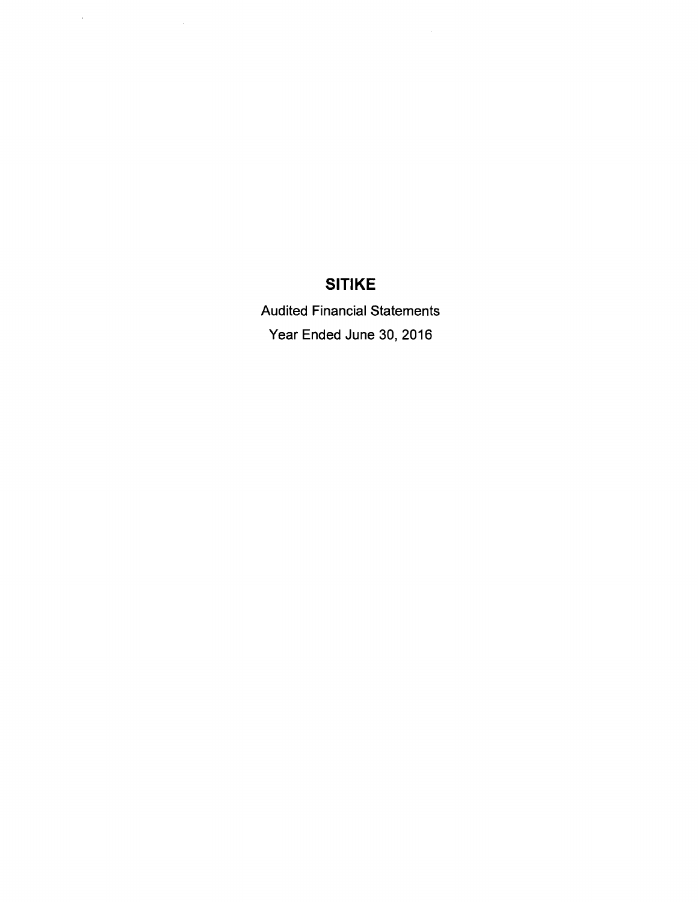# SITIKE

Audited Financial Statements

Year Ended June 30, 2016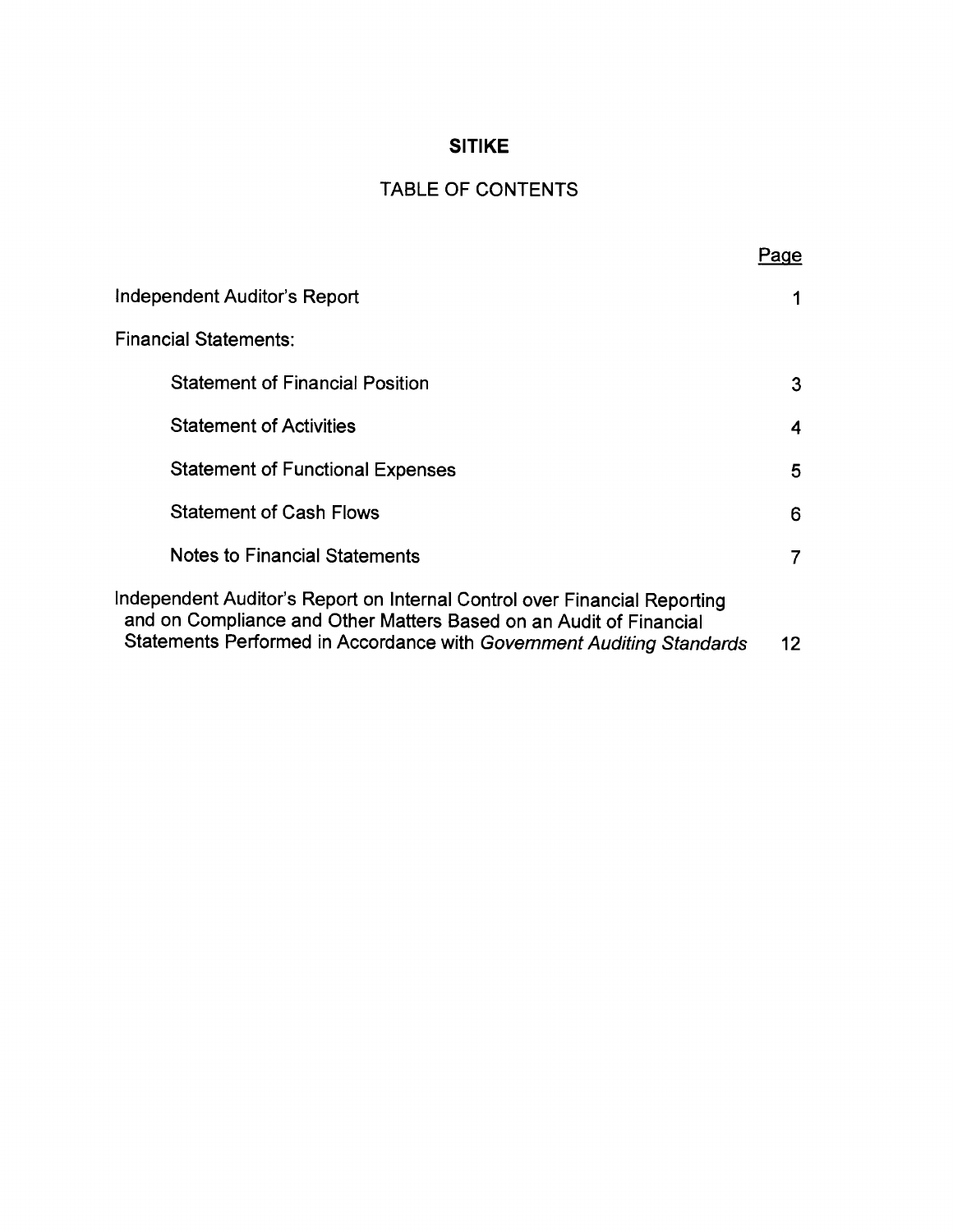# SITIKE

## TABLE OF CONTENTS

| | Page |
|---|---|
| Independent Auditor's Report | 1 |
| Financial Statements: | |
| Statement of Financial Position | 3 |
| Statement of Activities | 4 |
| Statement of Functional Expenses | 5 |
| Statement of Cash Flows | 6 |
| Notes to Financial Statements | 7 |
| Independent Auditor's Report on Internal Control over Financial Reporting and on Compliance and Other Matters Based on an Audit of Financial Statements Performed in Accordance with *Government Auditing Standards* | 12 |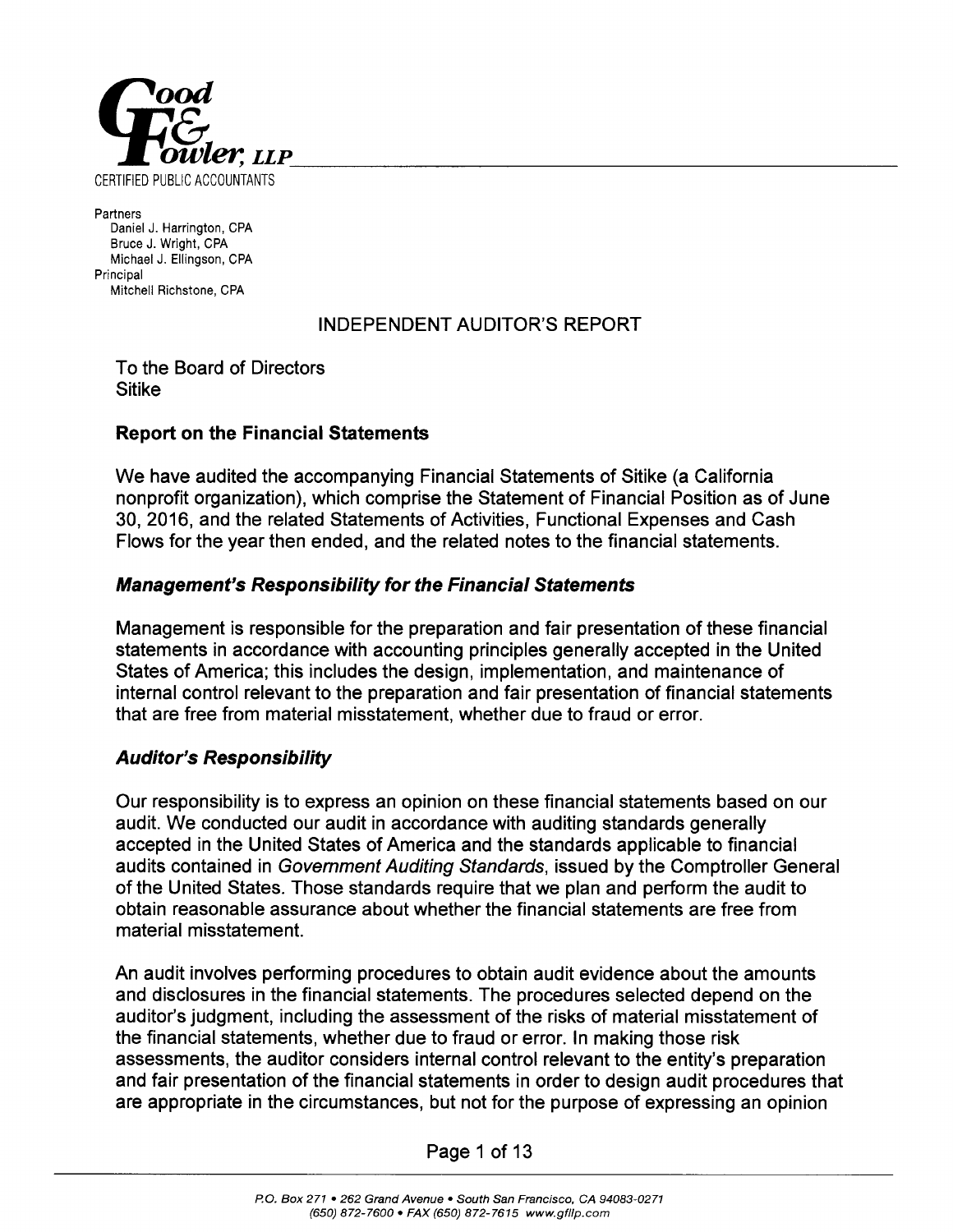**Good & Fowler, LLP**

CERTIFIED PUBLIC ACCOUNTANTS

Partners
Daniel J. Harrington, CPA
Bruce J. Wright, CPA
Michael J. Ellingson, CPA
Principal
Mitchell Richstone, CPA

# INDEPENDENT AUDITOR'S REPORT

To the Board of Directors
Sitike

## Report on the Financial Statements

We have audited the accompanying Financial Statements of Sitike (a California nonprofit organization), which comprise the Statement of Financial Position as of June 30, 2016, and the related Statements of Activities, Functional Expenses and Cash Flows for the year then ended, and the related notes to the financial statements.

### *Management's Responsibility for the Financial Statements*

Management is responsible for the preparation and fair presentation of these financial statements in accordance with accounting principles generally accepted in the United States of America; this includes the design, implementation, and maintenance of internal control relevant to the preparation and fair presentation of financial statements that are free from material misstatement, whether due to fraud or error.

### *Auditor's Responsibility*

Our responsibility is to express an opinion on these financial statements based on our audit. We conducted our audit in accordance with auditing standards generally accepted in the United States of America and the standards applicable to financial audits contained in *Government Auditing Standards*, issued by the Comptroller General of the United States. Those standards require that we plan and perform the audit to obtain reasonable assurance about whether the financial statements are free from material misstatement.

An audit involves performing procedures to obtain audit evidence about the amounts and disclosures in the financial statements. The procedures selected depend on the auditor's judgment, including the assessment of the risks of material misstatement of the financial statements, whether due to fraud or error. In making those risk assessments, the auditor considers internal control relevant to the entity's preparation and fair presentation of the financial statements in order to design audit procedures that are appropriate in the circumstances, but not for the purpose of expressing an opinion

*P.O. Box 271 • 262 Grand Avenue • South San Francisco, CA 94083-0271*
*(650) 872-7600 • FAX (650) 872-7615 www.gfllp.com*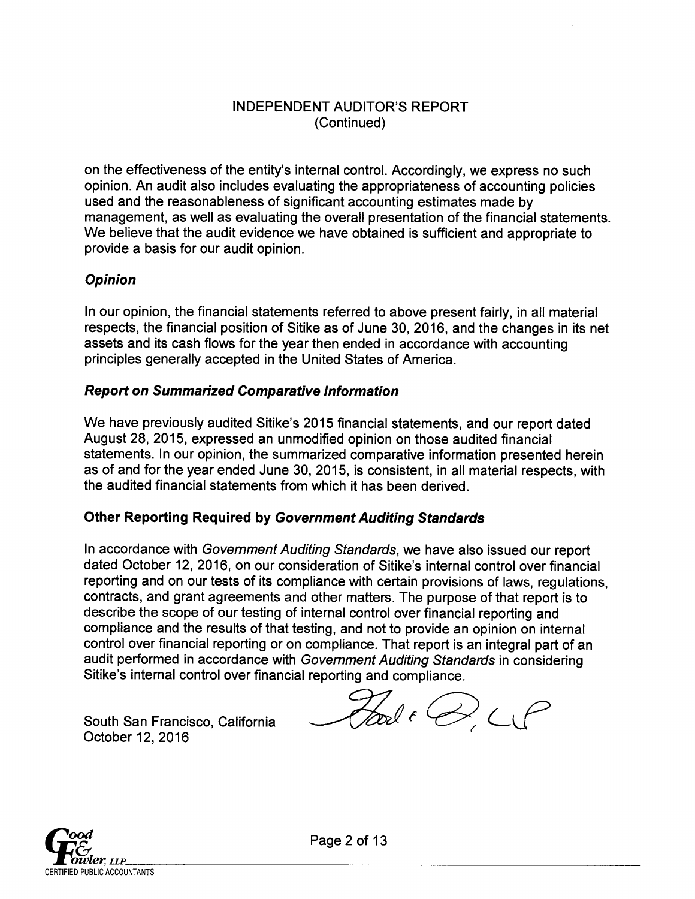# INDEPENDENT AUDITOR'S REPORT
(Continued)

on the effectiveness of the entity's internal control. Accordingly, we express no such opinion. An audit also includes evaluating the appropriateness of accounting policies used and the reasonableness of significant accounting estimates made by management, as well as evaluating the overall presentation of the financial statements. We believe that the audit evidence we have obtained is sufficient and appropriate to provide a basis for our audit opinion.

### *Opinion*

In our opinion, the financial statements referred to above present fairly, in all material respects, the financial position of Sitike as of June 30, 2016, and the changes in its net assets and its cash flows for the year then ended in accordance with accounting principles generally accepted in the United States of America.

### *Report on Summarized Comparative Information*

We have previously audited Sitike's 2015 financial statements, and our report dated August 28, 2015, expressed an unmodified opinion on those audited financial statements. In our opinion, the summarized comparative information presented herein as of and for the year ended June 30, 2015, is consistent, in all material respects, with the audited financial statements from which it has been derived.

### Other Reporting Required by *Government Auditing Standards*

In accordance with *Government Auditing Standards*, we have also issued our report dated October 12, 2016, on our consideration of Sitike's internal control over financial reporting and on our tests of its compliance with certain provisions of laws, regulations, contracts, and grant agreements and other matters. The purpose of that report is to describe the scope of our testing of internal control over financial reporting and compliance and the results of that testing, and not to provide an opinion on internal control over financial reporting or on compliance. That report is an integral part of an audit performed in accordance with *Government Auditing Standards* in considering Sitike's internal control over financial reporting and compliance.

South San Francisco, California
October 12, 2016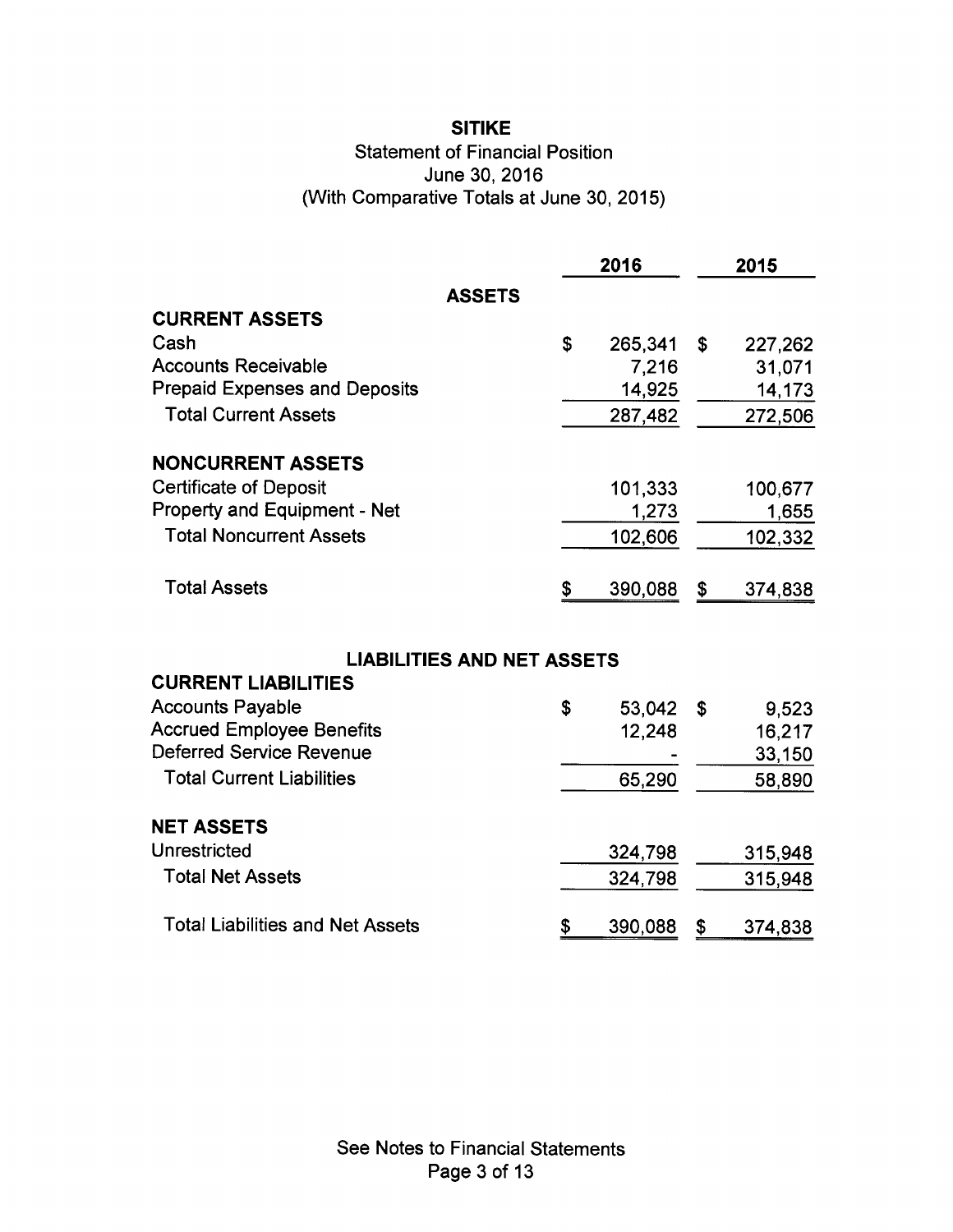# SITIKE

## Statement of Financial Position

June 30, 2016

(With Comparative Totals at June 30, 2015)

| | 2016 | 2015 |
|---|---|---|
| **ASSETS** | | |
| **CURRENT ASSETS** | | |
| Cash | $ 265,341 | $ 227,262 |
| Accounts Receivable | 7,216 | 31,071 |
| Prepaid Expenses and Deposits | 14,925 | 14,173 |
| Total Current Assets | 287,482 | 272,506 |
| **NONCURRENT ASSETS** | | |
| Certificate of Deposit | 101,333 | 100,677 |
| Property and Equipment - Net | 1,273 | 1,655 |
| Total Noncurrent Assets | 102,606 | 102,332 |
| Total Assets | $ 390,088 | $ 374,838 |
| **LIABILITIES AND NET ASSETS** | | |
| **CURRENT LIABILITIES** | | |
| Accounts Payable | $ 53,042 | $ 9,523 |
| Accrued Employee Benefits | 12,248 | 16,217 |
| Deferred Service Revenue | - | 33,150 |
| Total Current Liabilities | 65,290 | 58,890 |
| **NET ASSETS** | | |
| Unrestricted | 324,798 | 315,948 |
| Total Net Assets | 324,798 | 315,948 |
| Total Liabilities and Net Assets | $ 390,088 | $ 374,838 |

See Notes to Financial Statements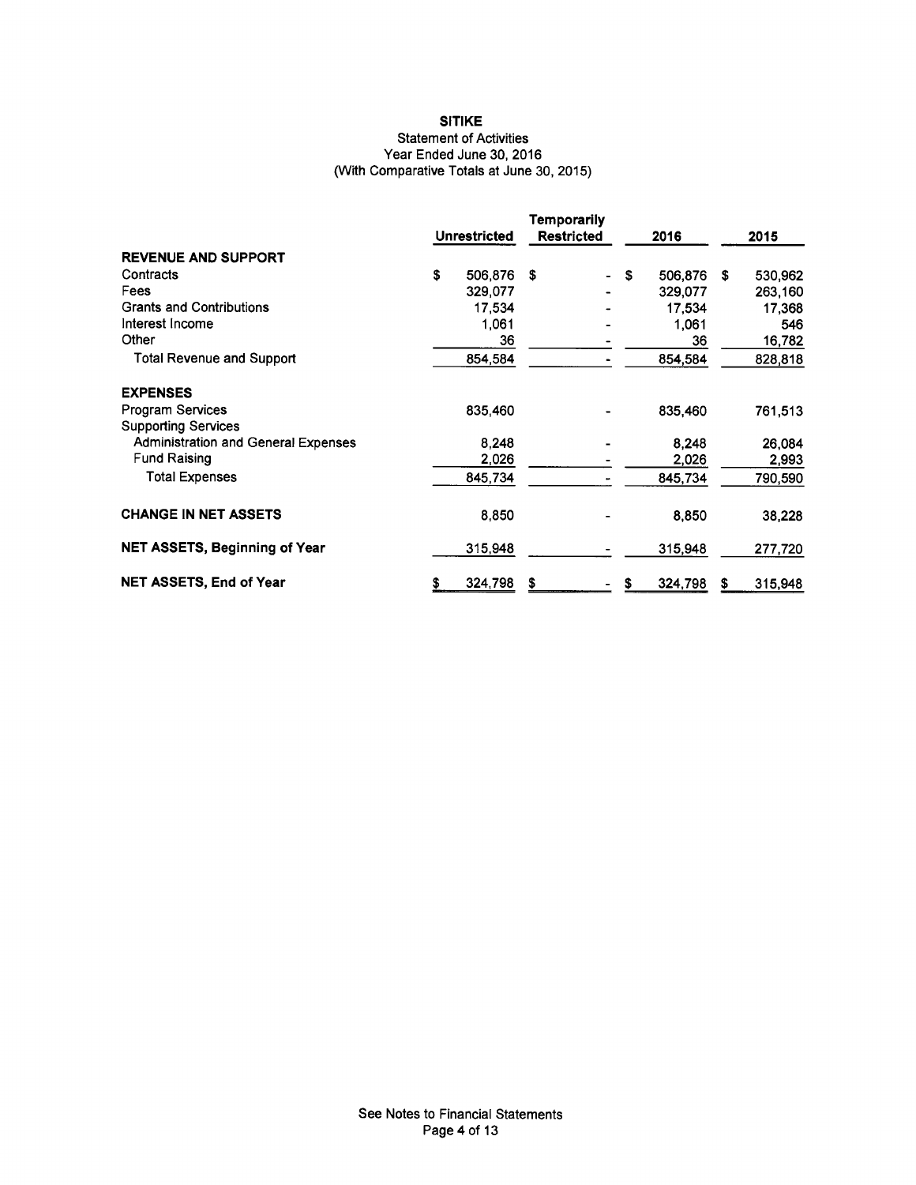# SITIKE

Statement of Activities

Year Ended June 30, 2016

(With Comparative Totals at June 30, 2015)

| | Unrestricted | Temporarily Restricted | 2016 | 2015 |
|---|---|---|---|---|
| **REVENUE AND SUPPORT** | | | | |
| Contracts | $ 506,876 | $ - | $ 506,876 | $ 530,962 |
| Fees | 329,077 | - | 329,077 | 263,160 |
| Grants and Contributions | 17,534 | - | 17,534 | 17,368 |
| Interest Income | 1,061 | - | 1,061 | 546 |
| Other | 36 | - | 36 | 16,782 |
| Total Revenue and Support | 854,584 | - | 854,584 | 828,818 |
| **EXPENSES** | | | | |
| Program Services | 835,460 | - | 835,460 | 761,513 |
| Supporting Services | | | | |
| Administration and General Expenses | 8,248 | - | 8,248 | 26,084 |
| Fund Raising | 2,026 | - | 2,026 | 2,993 |
| Total Expenses | 845,734 | - | 845,734 | 790,590 |
| **CHANGE IN NET ASSETS** | 8,850 | - | 8,850 | 38,228 |
| **NET ASSETS, Beginning of Year** | 315,948 | - | 315,948 | 277,720 |
| **NET ASSETS, End of Year** | $ 324,798 | $ - | $ 324,798 | $ 315,948 |

See Notes to Financial Statements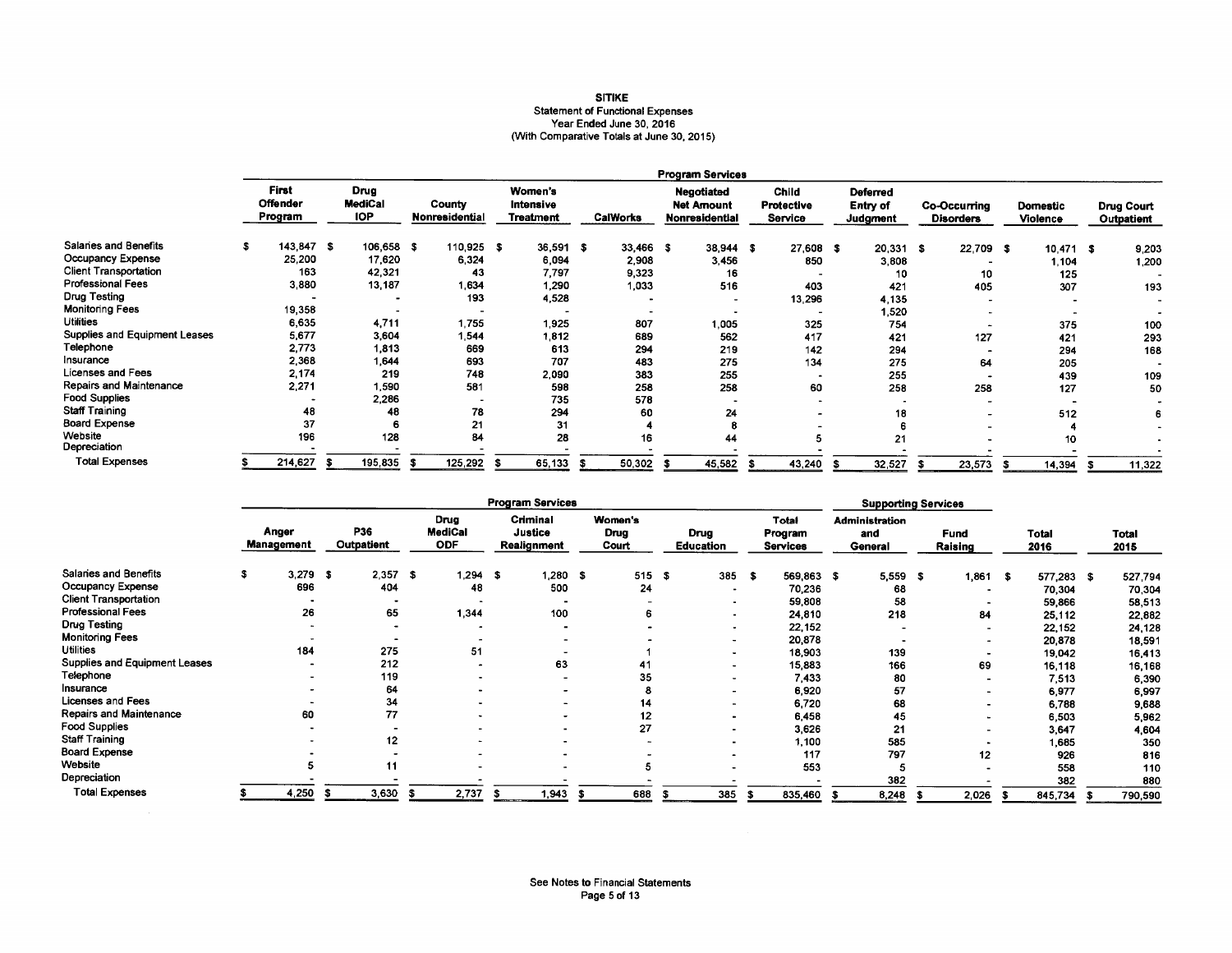# SITIKE

Statement of Functional Expenses
Year Ended June 30, 2016
(With Comparative Totals at June 30, 2015)

| | Program Services | | | | | | | | | | |
|---|---|---|---|---|---|---|---|---|---|---|---|
| | First Offender Program | Drug MediCal IOP | County Nonresidential | Women's Intensive Treatment | CalWorks | Negotiated Net Amount Nonresidential | Child Protective Service | Deferred Entry of Judgment | Co-Occurring Disorders | Domestic Violence | Drug Court Outpatient |
| Salaries and Benefits | $ 143,847 | $ 106,658 | $ 110,925 | $ 36,591 | $ 33,466 | $ 38,944 | $ 27,608 | $ 20,331 | $ 22,709 | $ 10,471 | $ 9,203 |
| Occupancy Expense | 25,200 | 17,620 | 6,324 | 6,094 | 2,908 | 3,456 | 850 | 3,808 | - | 1,104 | 1,200 |
| Client Transportation | 163 | 42,321 | 43 | 7,797 | 9,323 | 16 | - | 10 | 10 | 125 | - |
| Professional Fees | 3,880 | 13,187 | 1,634 | 1,290 | 1,033 | 516 | 403 | 421 | 405 | 307 | 193 |
| Drug Testing | - | - | 193 | 4,528 | - | - | 13,296 | 4,135 | - | - | - |
| Monitoring Fees | 19,358 | - | - | - | - | - | - | 1,520 | - | - | - |
| Utilities | 6,635 | 4,711 | 1,755 | 1,925 | 807 | 1,005 | 325 | 754 | - | 375 | 100 |
| Supplies and Equipment Leases | 5,677 | 3,604 | 1,544 | 1,812 | 689 | 562 | 417 | 421 | 127 | 421 | 293 |
| Telephone | 2,773 | 1,813 | 669 | 613 | 294 | 219 | 142 | 294 | - | 294 | 168 |
| Insurance | 2,368 | 1,644 | 693 | 707 | 483 | 275 | 134 | 275 | 64 | 205 | - |
| Licenses and Fees | 2,174 | 219 | 748 | 2,090 | 383 | 255 | - | 255 | - | 439 | 109 |
| Repairs and Maintenance | 2,271 | 1,590 | 581 | 598 | 258 | 258 | 60 | 258 | 258 | 127 | 50 |
| Food Supplies | - | 2,286 | - | 735 | 578 | - | - | - | - | - | - |
| Staff Training | 48 | 48 | 78 | 294 | 60 | 24 | - | 18 | - | 512 | 6 |
| Board Expense | 37 | 6 | 21 | 31 | 4 | 8 | - | 6 | - | 4 | - |
| Website | 196 | 128 | 84 | 28 | 16 | 44 | 5 | 21 | - | 10 | - |
| Depreciation | - | - | - | - | - | - | - | - | - | - | - |
| Total Expenses | $ 214,627 | $ 195,835 | $ 125,292 | $ 65,133 | $ 50,302 | $ 45,582 | $ 43,240 | $ 32,527 | $ 23,573 | $ 14,394 | $ 11,322 |

| | Program Services | | | | | | | Supporting Services | | | |
|---|---|---|---|---|---|---|---|---|---|---|---|
| | Anger Management | P36 Outpatient | Drug MediCal ODF | Criminal Justice Realignment | Women's Drug Court | Drug Education | Total Program Services | Administration and General | Fund Raising | Total 2016 | Total 2015 |
| Salaries and Benefits | $ 3,279 | $ 2,357 | $ 1,294 | $ 1,280 | $ 515 | $ 385 | $ 569,863 | $ 5,559 | $ 1,861 | $ 577,283 | $ 527,794 |
| Occupancy Expense | 696 | 404 | 48 | 500 | 24 | - | 70,236 | 68 | - | 70,304 | 70,304 |
| Client Transportation | - | - | - | - | - | - | 59,808 | 58 | - | 59,866 | 58,513 |
| Professional Fees | 26 | 65 | 1,344 | 100 | 6 | - | 24,810 | 218 | 84 | 25,112 | 22,882 |
| Drug Testing | - | - | - | - | - | - | 22,152 | - | - | 22,152 | 24,128 |
| Monitoring Fees | - | - | - | - | - | - | 20,878 | - | - | 20,878 | 18,591 |
| Utilities | 184 | 275 | 51 | - | 1 | - | 18,903 | 139 | - | 19,042 | 16,413 |
| Supplies and Equipment Leases | - | 212 | - | 63 | 41 | - | 15,883 | 166 | 69 | 16,118 | 16,168 |
| Telephone | - | 119 | - | - | 35 | - | 7,433 | 80 | - | 7,513 | 6,390 |
| Insurance | - | 64 | - | - | 8 | - | 6,920 | 57 | - | 6,977 | 6,997 |
| Licenses and Fees | - | 34 | - | - | 14 | - | 6,720 | 68 | - | 6,788 | 9,688 |
| Repairs and Maintenance | 60 | 77 | - | - | 12 | - | 6,458 | 45 | - | 6,503 | 5,962 |
| Food Supplies | - | - | - | - | 27 | - | 3,626 | 21 | - | 3,647 | 4,604 |
| Staff Training | - | 12 | - | - | - | - | 1,100 | 585 | - | 1,685 | 350 |
| Board Expense | - | - | - | - | - | - | 117 | 797 | 12 | 926 | 816 |
| Website | 5 | 11 | - | - | 5 | - | 553 | 5 | - | 558 | 110 |
| Depreciation | - | - | - | - | - | - | - | 382 | - | 382 | 880 |
| Total Expenses | $ 4,250 | $ 3,630 | $ 2,737 | $ 1,943 | $ 688 | $ 385 | $ 835,460 | $ 8,248 | $ 2,026 | $ 845,734 | $ 790,590 |

See Notes to Financial Statements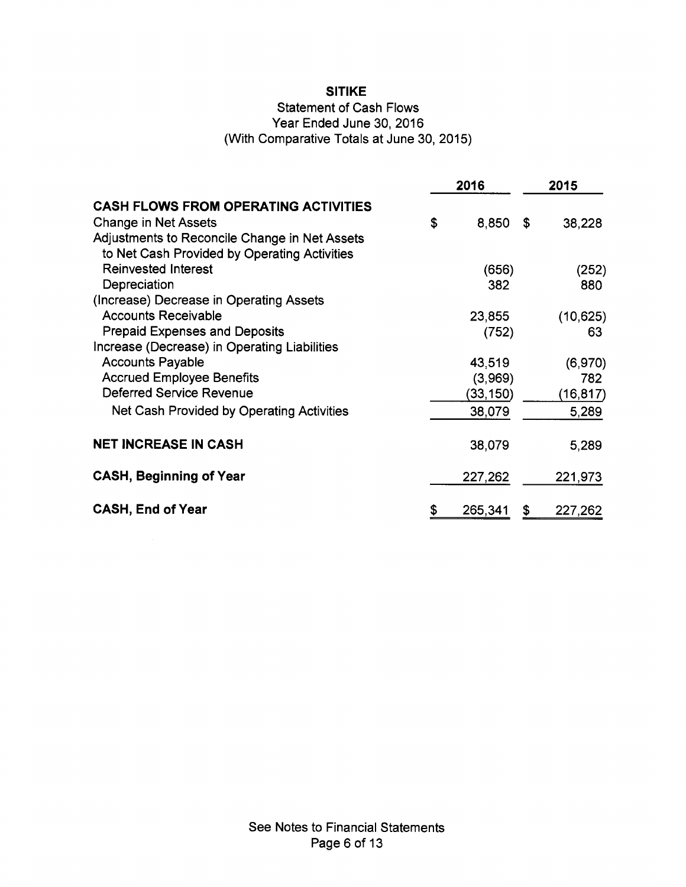# SITIKE

## Statement of Cash Flows
Year Ended June 30, 2016
(With Comparative Totals at June 30, 2015)

| | 2016 | 2015 |
|---|---|---|
| **CASH FLOWS FROM OPERATING ACTIVITIES** | | |
| Change in Net Assets | $ 8,850 | $ 38,228 |
| Adjustments to Reconcile Change in Net Assets to Net Cash Provided by Operating Activities | | |
| Reinvested Interest | (656) | (252) |
| Depreciation | 382 | 880 |
| (Increase) Decrease in Operating Assets | | |
| Accounts Receivable | 23,855 | (10,625) |
| Prepaid Expenses and Deposits | (752) | 63 |
| Increase (Decrease) in Operating Liabilities | | |
| Accounts Payable | 43,519 | (6,970) |
| Accrued Employee Benefits | (3,969) | 782 |
| Deferred Service Revenue | (33,150) | (16,817) |
| Net Cash Provided by Operating Activities | 38,079 | 5,289 |
| **NET INCREASE IN CASH** | 38,079 | 5,289 |
| **CASH, Beginning of Year** | 227,262 | 221,973 |
| **CASH, End of Year** | $ 265,341 | $ 227,262 |

See Notes to Financial Statements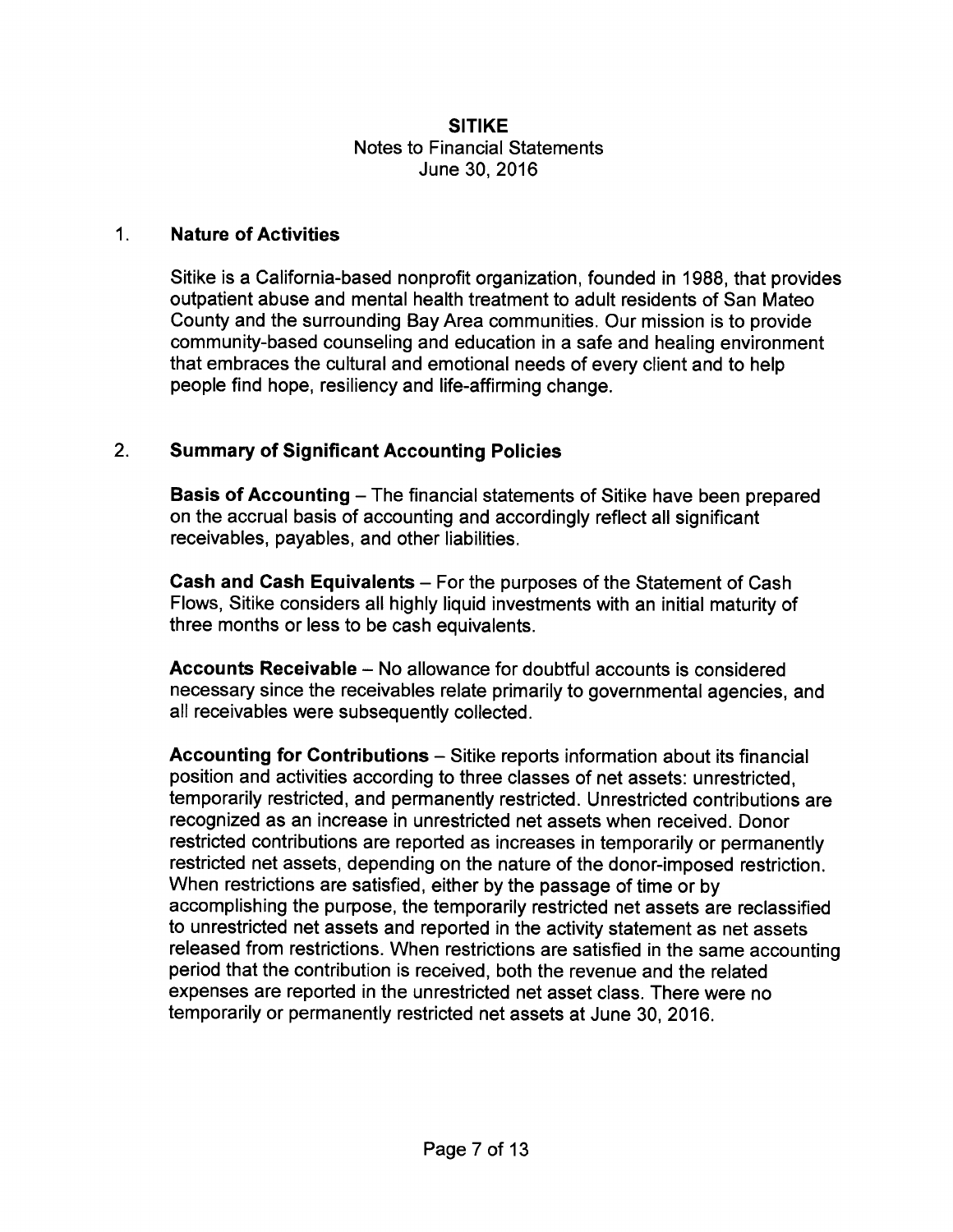**SITIKE**
Notes to Financial Statements
June 30, 2016

## 1. Nature of Activities

Sitike is a California-based nonprofit organization, founded in 1988, that provides outpatient abuse and mental health treatment to adult residents of San Mateo County and the surrounding Bay Area communities. Our mission is to provide community-based counseling and education in a safe and healing environment that embraces the cultural and emotional needs of every client and to help people find hope, resiliency and life-affirming change.

## 2. Summary of Significant Accounting Policies

**Basis of Accounting** – The financial statements of Sitike have been prepared on the accrual basis of accounting and accordingly reflect all significant receivables, payables, and other liabilities.

**Cash and Cash Equivalents** – For the purposes of the Statement of Cash Flows, Sitike considers all highly liquid investments with an initial maturity of three months or less to be cash equivalents.

**Accounts Receivable** – No allowance for doubtful accounts is considered necessary since the receivables relate primarily to governmental agencies, and all receivables were subsequently collected.

**Accounting for Contributions** – Sitike reports information about its financial position and activities according to three classes of net assets: unrestricted, temporarily restricted, and permanently restricted. Unrestricted contributions are recognized as an increase in unrestricted net assets when received. Donor restricted contributions are reported as increases in temporarily or permanently restricted net assets, depending on the nature of the donor-imposed restriction. When restrictions are satisfied, either by the passage of time or by accomplishing the purpose, the temporarily restricted net assets are reclassified to unrestricted net assets and reported in the activity statement as net assets released from restrictions. When restrictions are satisfied in the same accounting period that the contribution is received, both the revenue and the related expenses are reported in the unrestricted net asset class. There were no temporarily or permanently restricted net assets at June 30, 2016.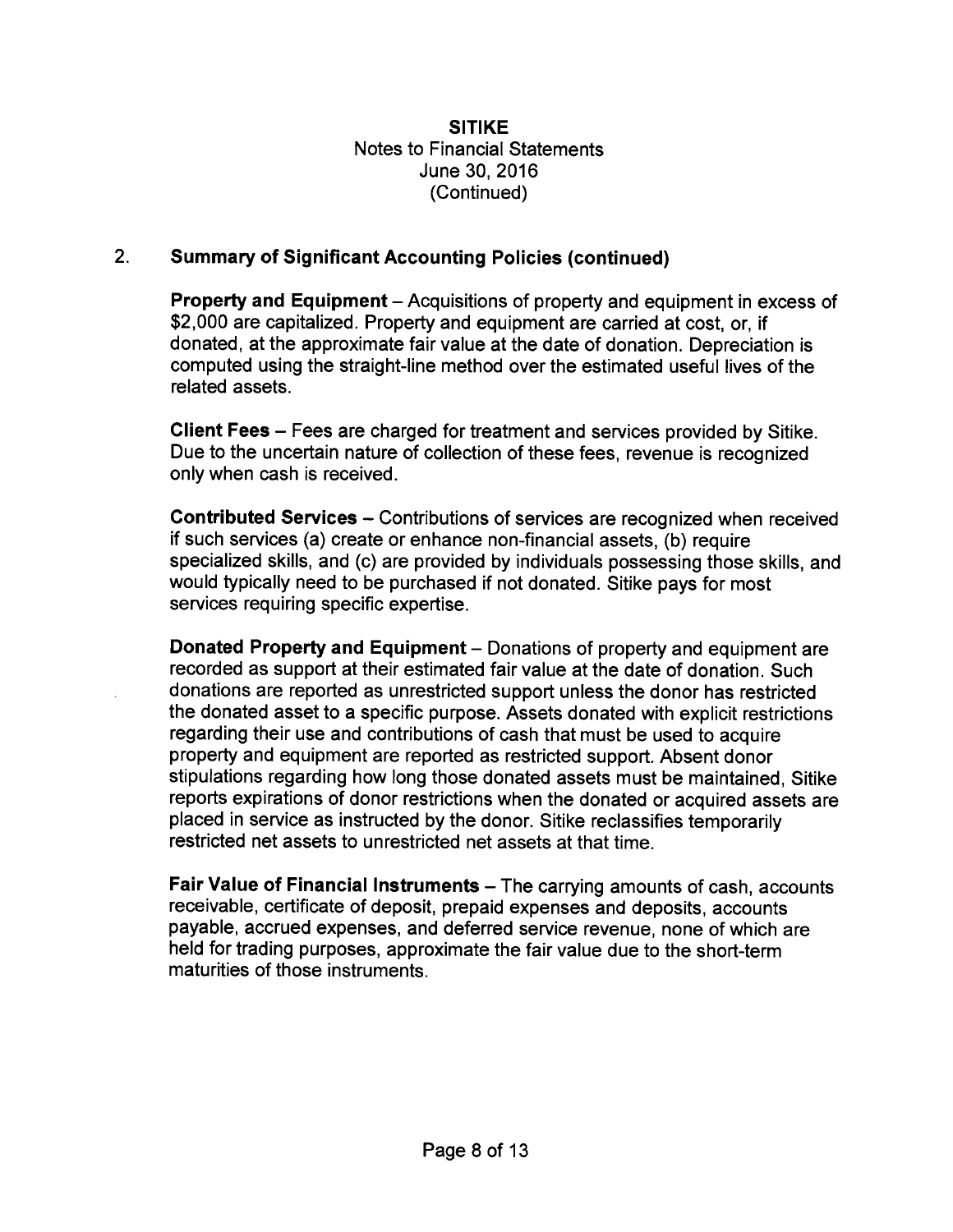**SITIKE**
Notes to Financial Statements
June 30, 2016
(Continued)

## 2. Summary of Significant Accounting Policies (continued)

**Property and Equipment** – Acquisitions of property and equipment in excess of $2,000 are capitalized. Property and equipment are carried at cost, or, if donated, at the approximate fair value at the date of donation. Depreciation is computed using the straight-line method over the estimated useful lives of the related assets.

**Client Fees** – Fees are charged for treatment and services provided by Sitike. Due to the uncertain nature of collection of these fees, revenue is recognized only when cash is received.

**Contributed Services** – Contributions of services are recognized when received if such services (a) create or enhance non-financial assets, (b) require specialized skills, and (c) are provided by individuals possessing those skills, and would typically need to be purchased if not donated. Sitike pays for most services requiring specific expertise.

**Donated Property and Equipment** – Donations of property and equipment are recorded as support at their estimated fair value at the date of donation. Such donations are reported as unrestricted support unless the donor has restricted the donated asset to a specific purpose. Assets donated with explicit restrictions regarding their use and contributions of cash that must be used to acquire property and equipment are reported as restricted support. Absent donor stipulations regarding how long those donated assets must be maintained, Sitike reports expirations of donor restrictions when the donated or acquired assets are placed in service as instructed by the donor. Sitike reclassifies temporarily restricted net assets to unrestricted net assets at that time.

**Fair Value of Financial Instruments** – The carrying amounts of cash, accounts receivable, certificate of deposit, prepaid expenses and deposits, accounts payable, accrued expenses, and deferred service revenue, none of which are held for trading purposes, approximate the fair value due to the short-term maturities of those instruments.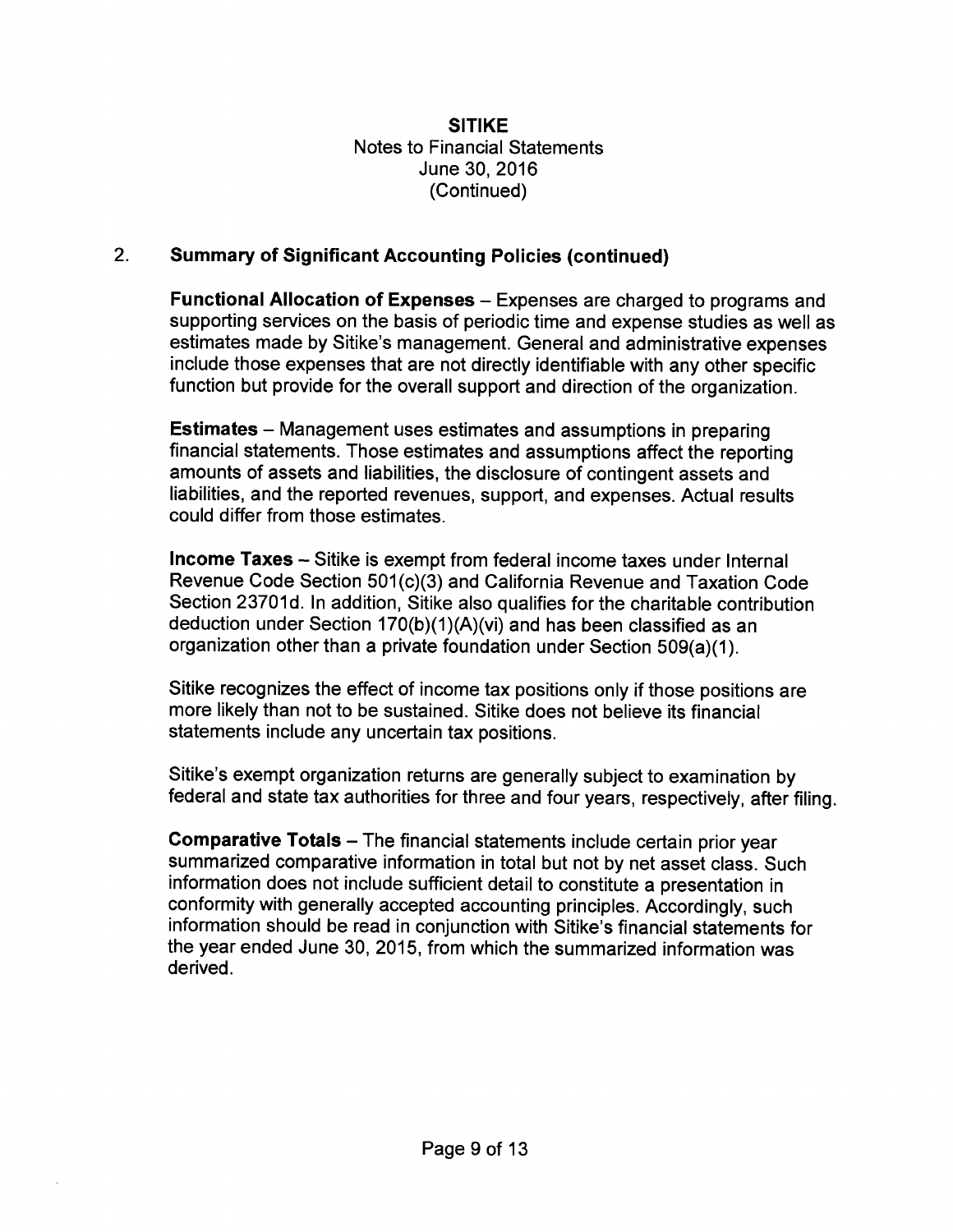**SITIKE**
Notes to Financial Statements
June 30, 2016
(Continued)

## 2. Summary of Significant Accounting Policies (continued)

**Functional Allocation of Expenses** – Expenses are charged to programs and supporting services on the basis of periodic time and expense studies as well as estimates made by Sitike's management. General and administrative expenses include those expenses that are not directly identifiable with any other specific function but provide for the overall support and direction of the organization.

**Estimates** – Management uses estimates and assumptions in preparing financial statements. Those estimates and assumptions affect the reporting amounts of assets and liabilities, the disclosure of contingent assets and liabilities, and the reported revenues, support, and expenses. Actual results could differ from those estimates.

**Income Taxes** – Sitike is exempt from federal income taxes under Internal Revenue Code Section 501(c)(3) and California Revenue and Taxation Code Section 23701d. In addition, Sitike also qualifies for the charitable contribution deduction under Section 170(b)(1)(A)(vi) and has been classified as an organization other than a private foundation under Section 509(a)(1).

Sitike recognizes the effect of income tax positions only if those positions are more likely than not to be sustained. Sitike does not believe its financial statements include any uncertain tax positions.

Sitike's exempt organization returns are generally subject to examination by federal and state tax authorities for three and four years, respectively, after filing.

**Comparative Totals** – The financial statements include certain prior year summarized comparative information in total but not by net asset class. Such information does not include sufficient detail to constitute a presentation in conformity with generally accepted accounting principles. Accordingly, such information should be read in conjunction with Sitike's financial statements for the year ended June 30, 2015, from which the summarized information was derived.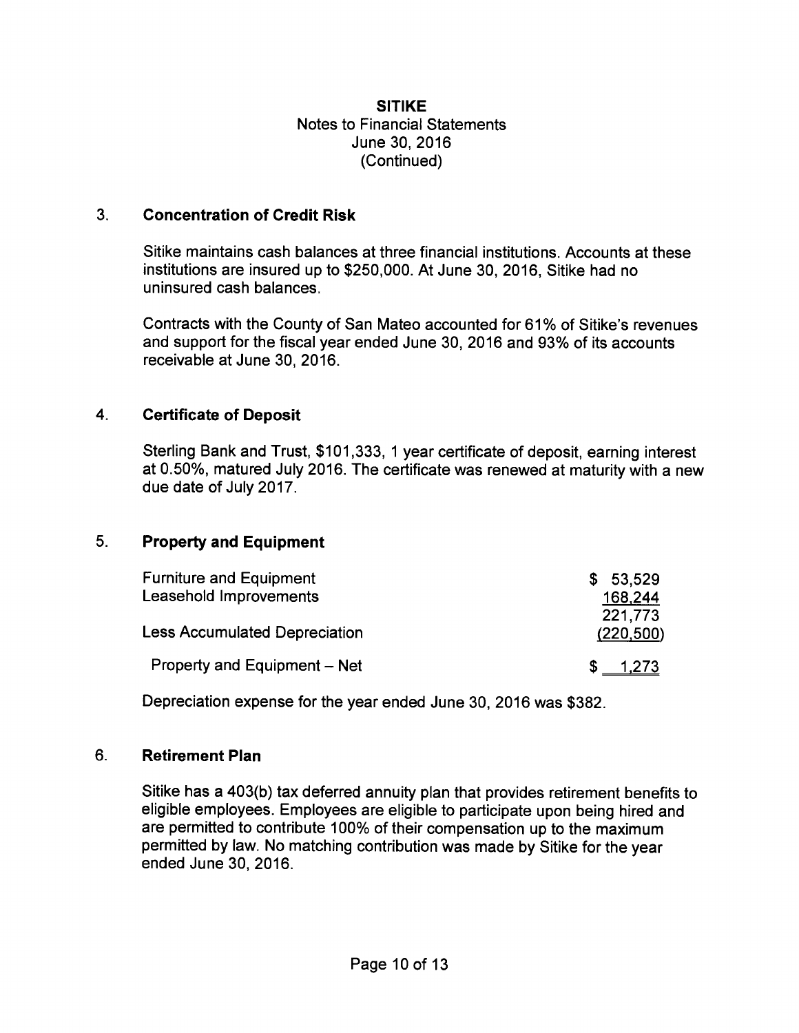**SITIKE**
Notes to Financial Statements
June 30, 2016
(Continued)

## 3. Concentration of Credit Risk

Sitike maintains cash balances at three financial institutions. Accounts at these institutions are insured up to $250,000. At June 30, 2016, Sitike had no uninsured cash balances.

Contracts with the County of San Mateo accounted for 61% of Sitike's revenues and support for the fiscal year ended June 30, 2016 and 93% of its accounts receivable at June 30, 2016.

## 4. Certificate of Deposit

Sterling Bank and Trust, $101,333, 1 year certificate of deposit, earning interest at 0.50%, matured July 2016. The certificate was renewed at maturity with a new due date of July 2017.

## 5. Property and Equipment

| | |
|---|---|
| Furniture and Equipment | $ 53,529 |
| Leasehold Improvements | 168,244 |
| | 221,773 |
| Less Accumulated Depreciation | (220,500) |
| Property and Equipment – Net | $ 1,273 |

Depreciation expense for the year ended June 30, 2016 was $382.

## 6. Retirement Plan

Sitike has a 403(b) tax deferred annuity plan that provides retirement benefits to eligible employees. Employees are eligible to participate upon being hired and are permitted to contribute 100% of their compensation up to the maximum permitted by law. No matching contribution was made by Sitike for the year ended June 30, 2016.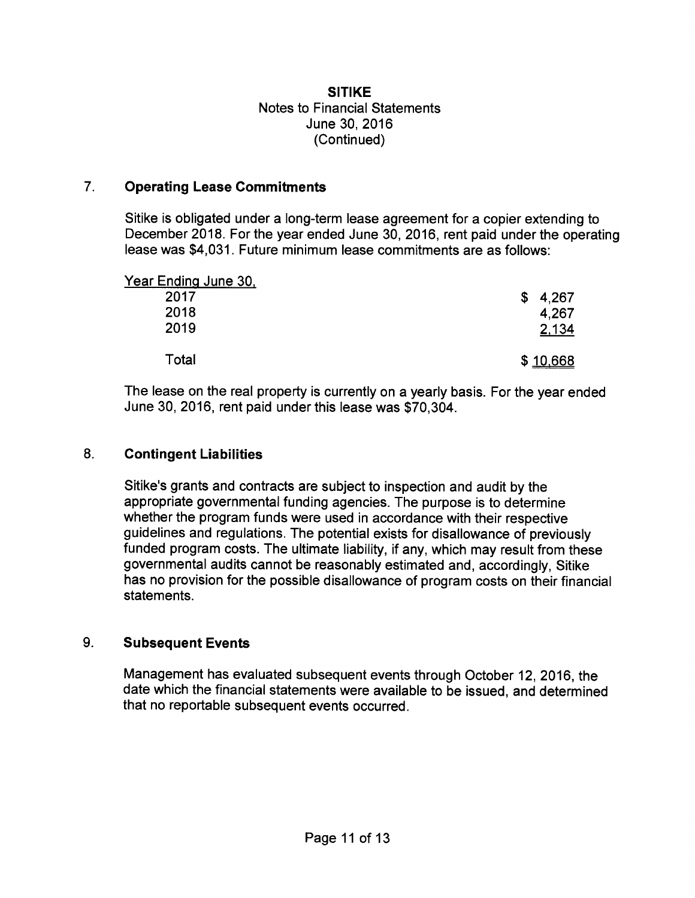**SITIKE**
Notes to Financial Statements
June 30, 2016
(Continued)

## 7. Operating Lease Commitments

Sitike is obligated under a long-term lease agreement for a copier extending to December 2018. For the year ended June 30, 2016, rent paid under the operating lease was $4,031. Future minimum lease commitments are as follows:

| Year Ending June 30, | |
|---|---|
| 2017 | $ 4,267 |
| 2018 | 4,267 |
| 2019 | 2,134 |
| Total | $ 10,668 |

The lease on the real property is currently on a yearly basis. For the year ended June 30, 2016, rent paid under this lease was $70,304.

## 8. Contingent Liabilities

Sitike's grants and contracts are subject to inspection and audit by the appropriate governmental funding agencies. The purpose is to determine whether the program funds were used in accordance with their respective guidelines and regulations. The potential exists for disallowance of previously funded program costs. The ultimate liability, if any, which may result from these governmental audits cannot be reasonably estimated and, accordingly, Sitike has no provision for the possible disallowance of program costs on their financial statements.

## 9. Subsequent Events

Management has evaluated subsequent events through October 12, 2016, the date which the financial statements were available to be issued, and determined that no reportable subsequent events occurred.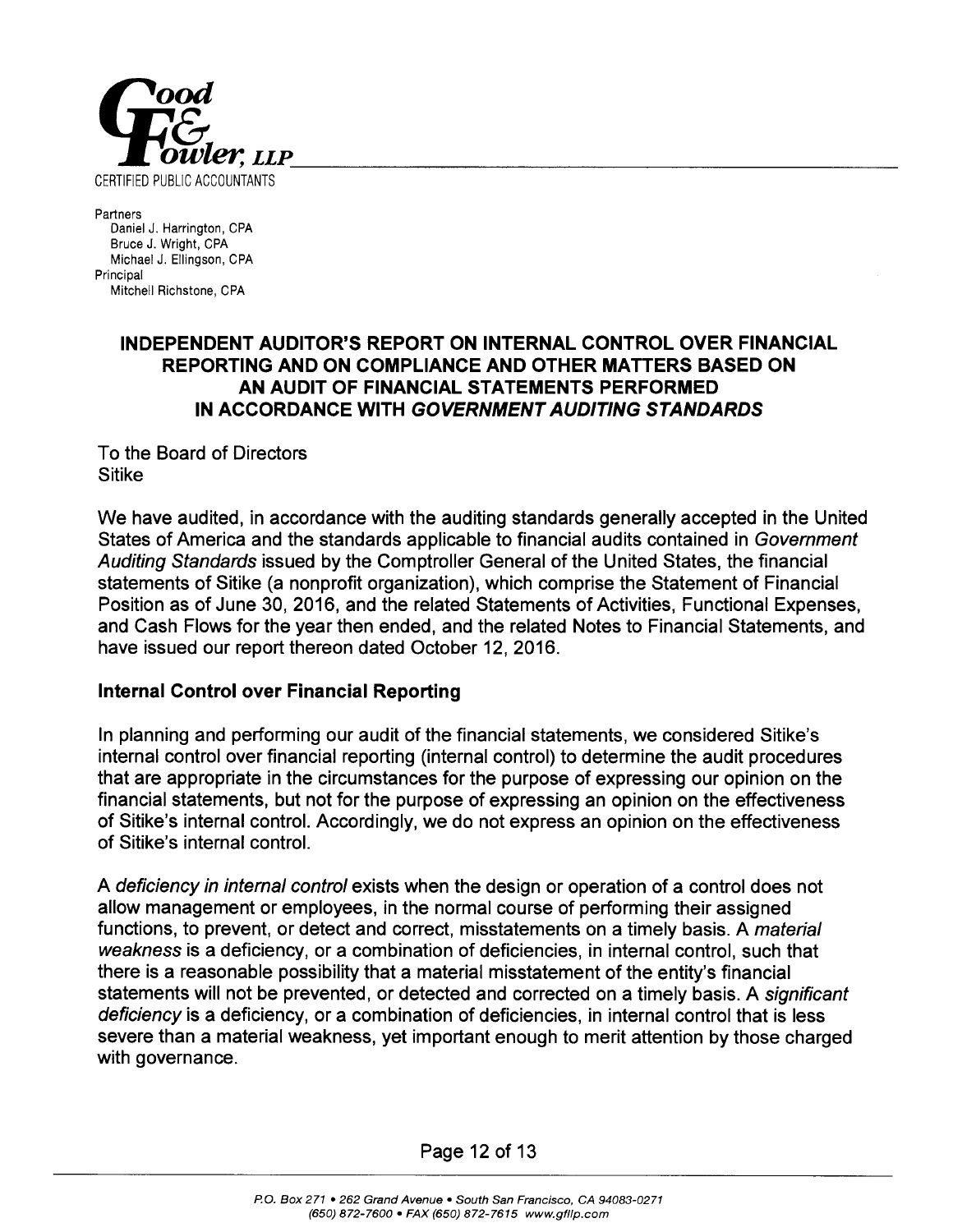**Good & Fowler, LLP**
CERTIFIED PUBLIC ACCOUNTANTS

Partners
Daniel J. Harrington, CPA
Bruce J. Wright, CPA
Michael J. Ellingson, CPA
Principal
Mitchell Richstone, CPA

# INDEPENDENT AUDITOR'S REPORT ON INTERNAL CONTROL OVER FINANCIAL REPORTING AND ON COMPLIANCE AND OTHER MATTERS BASED ON AN AUDIT OF FINANCIAL STATEMENTS PERFORMED IN ACCORDANCE WITH *GOVERNMENT AUDITING STANDARDS*

To the Board of Directors
Sitike

We have audited, in accordance with the auditing standards generally accepted in the United States of America and the standards applicable to financial audits contained in *Government Auditing Standards* issued by the Comptroller General of the United States, the financial statements of Sitike (a nonprofit organization), which comprise the Statement of Financial Position as of June 30, 2016, and the related Statements of Activities, Functional Expenses, and Cash Flows for the year then ended, and the related Notes to Financial Statements, and have issued our report thereon dated October 12, 2016.

## Internal Control over Financial Reporting

In planning and performing our audit of the financial statements, we considered Sitike's internal control over financial reporting (internal control) to determine the audit procedures that are appropriate in the circumstances for the purpose of expressing our opinion on the financial statements, but not for the purpose of expressing an opinion on the effectiveness of Sitike's internal control. Accordingly, we do not express an opinion on the effectiveness of Sitike's internal control.

A *deficiency in internal control* exists when the design or operation of a control does not allow management or employees, in the normal course of performing their assigned functions, to prevent, or detect and correct, misstatements on a timely basis. A *material weakness* is a deficiency, or a combination of deficiencies, in internal control, such that there is a reasonable possibility that a material misstatement of the entity's financial statements will not be prevented, or detected and corrected on a timely basis. A *significant deficiency* is a deficiency, or a combination of deficiencies, in internal control that is less severe than a material weakness, yet important enough to merit attention by those charged with governance.

P.O. Box 271 • 262 Grand Avenue • South San Francisco, CA 94083-0271
(650) 872-7600 • FAX (650) 872-7615 www.gfllp.com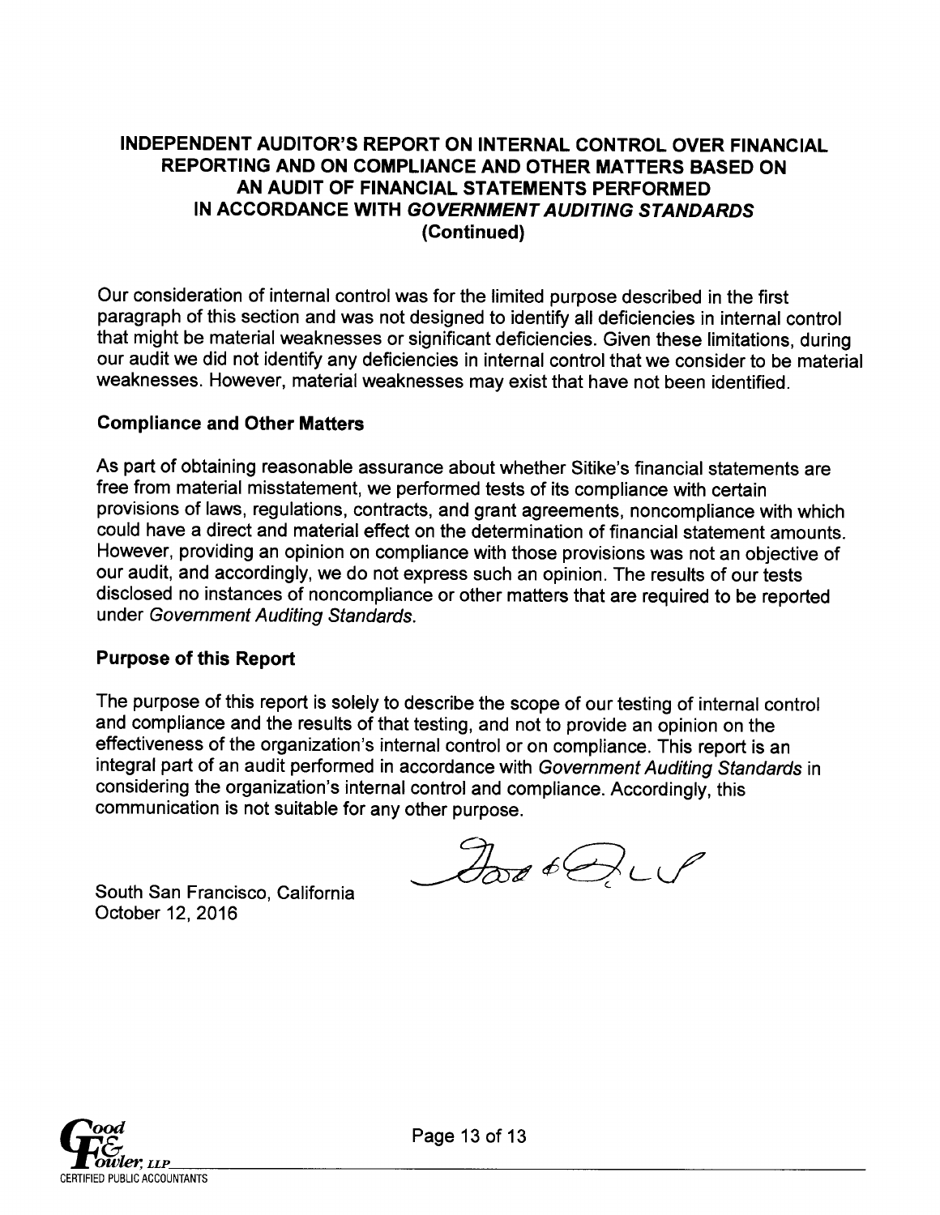# INDEPENDENT AUDITOR'S REPORT ON INTERNAL CONTROL OVER FINANCIAL REPORTING AND ON COMPLIANCE AND OTHER MATTERS BASED ON AN AUDIT OF FINANCIAL STATEMENTS PERFORMED IN ACCORDANCE WITH *GOVERNMENT AUDITING STANDARDS* (Continued)

Our consideration of internal control was for the limited purpose described in the first paragraph of this section and was not designed to identify all deficiencies in internal control that might be material weaknesses or significant deficiencies. Given these limitations, during our audit we did not identify any deficiencies in internal control that we consider to be material weaknesses. However, material weaknesses may exist that have not been identified.

## Compliance and Other Matters

As part of obtaining reasonable assurance about whether Sitike's financial statements are free from material misstatement, we performed tests of its compliance with certain provisions of laws, regulations, contracts, and grant agreements, noncompliance with which could have a direct and material effect on the determination of financial statement amounts. However, providing an opinion on compliance with those provisions was not an objective of our audit, and accordingly, we do not express such an opinion. The results of our tests disclosed no instances of noncompliance or other matters that are required to be reported under *Government Auditing Standards*.

## Purpose of this Report

The purpose of this report is solely to describe the scope of our testing of internal control and compliance and the results of that testing, and not to provide an opinion on the effectiveness of the organization's internal control or on compliance. This report is an integral part of an audit performed in accordance with *Government Auditing Standards* in considering the organization's internal control and compliance. Accordingly, this communication is not suitable for any other purpose.

Good & Fowler, LLP

South San Francisco, California
October 12, 2016